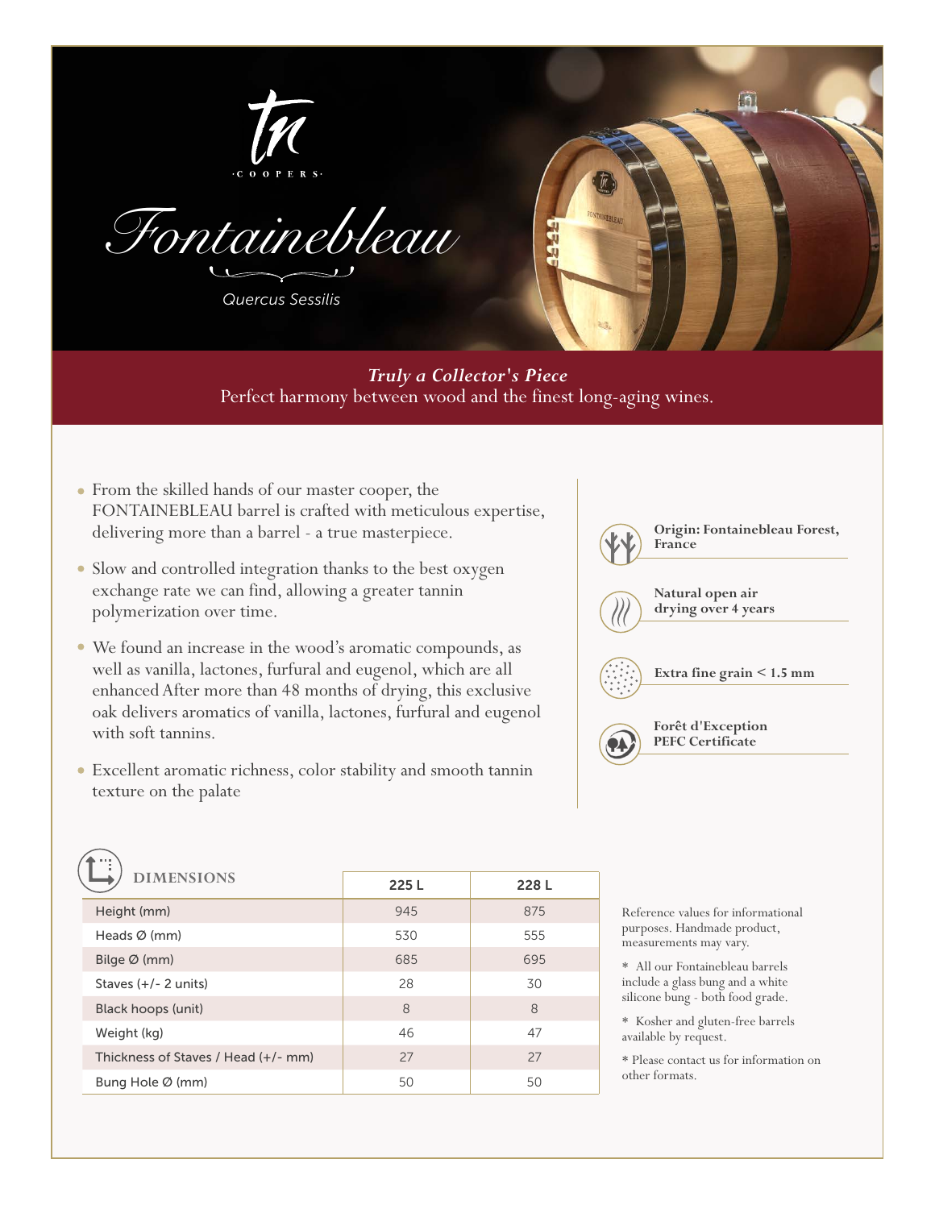tn
·COOPERS·

# Fontainebleau

*Quercus Sessilis*

***Truly a Collector's Piece***
Perfect harmony between wood and the finest long-aging wines.

- From the skilled hands of our master cooper, the FONTAINEBLEAU barrel is crafted with meticulous expertise, delivering more than a barrel - a true masterpiece.
- Slow and controlled integration thanks to the best oxygen exchange rate we can find, allowing a greater tannin polymerization over time.
- We found an increase in the wood's aromatic compounds, as well as vanilla, lactones, furfural and eugenol, which are all enhanced After more than 48 months of drying, this exclusive oak delivers aromatics of vanilla, lactones, furfural and eugenol with soft tannins.
- Excellent aromatic richness, color stability and smooth tannin texture on the palate

**Origin: Fontainebleau Forest, France**

**Natural open air drying over 4 years**

**Extra fine grain < 1.5 mm**

**Forêt d'Exception PEFC Certificate**

## DIMENSIONS

| | 225 L | 228 L |
|---|---|---|
| Height (mm) | 945 | 875 |
| Heads Ø (mm) | 530 | 555 |
| Bilge Ø (mm) | 685 | 695 |
| Staves (+/- 2 units) | 28 | 30 |
| Black hoops (unit) | 8 | 8 |
| Weight (kg) | 46 | 47 |
| Thickness of Staves / Head (+/- mm) | 27 | 27 |
| Bung Hole Ø (mm) | 50 | 50 |

Reference values for informational purposes. Handmade product, measurements may vary.

* All our Fontainebleau barrels include a glass bung and a white silicone bung - both food grade.

* Kosher and gluten-free barrels available by request.

* Please contact us for information on other formats.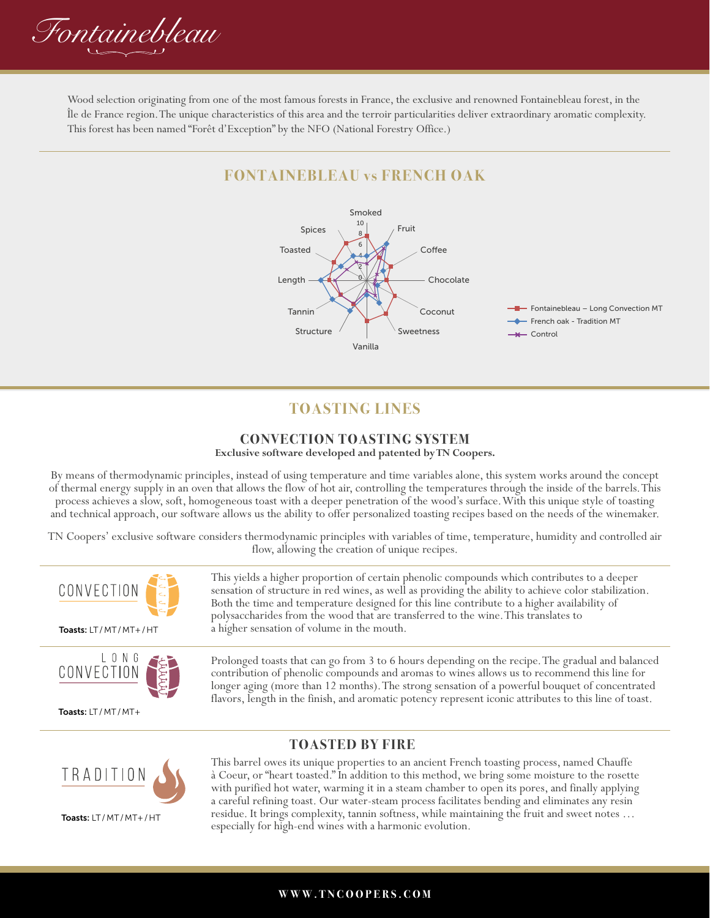# Fontainebleau

Wood selection originating from one of the most famous forests in France, the exclusive and renowned Fontainebleau forest, in the Île de France region. The unique characteristics of this area and the terroir particularities deliver extraordinary aromatic complexity. This forest has been named "Forêt d'Exception" by the NFO (National Forestry Office.)

## FONTAINEBLEAU vs FRENCH OAK

Smoked
Fruit
Coffee
Chocolate
Coconut
Sweetness
Vanilla
Structure
Tannin
Length
Toasted
Spices
10
8
6
4
2
0

Fontainebleau – Long Convection MT
French oak - Tradition MT
Control

## TOASTING LINES

### CONVECTION TOASTING SYSTEM

**Exclusive software developed and patented by TN Coopers.**

By means of thermodynamic principles, instead of using temperature and time variables alone, this system works around the concept of thermal energy supply in an oven that allows the flow of hot air, controlling the temperatures through the inside of the barrels. This process achieves a slow, soft, homogeneous toast with a deeper penetration of the wood's surface. With this unique style of toasting and technical approach, our software allows us the ability to offer personalized toasting recipes based on the needs of the winemaker.

TN Coopers' exclusive software considers thermodynamic principles with variables of time, temperature, humidity and controlled air flow, allowing the creation of unique recipes.

**CONVECTION**

**Toasts:** LT / MT / MT+ / HT

This yields a higher proportion of certain phenolic compounds which contributes to a deeper sensation of structure in red wines, as well as providing the ability to achieve color stabilization. Both the time and temperature designed for this line contribute to a higher availability of polysaccharides from the wood that are transferred to the wine. This translates to a higher sensation of volume in the mouth.

**LONG CONVECTION**

**Toasts:** LT / MT / MT+

Prolonged toasts that can go from 3 to 6 hours depending on the recipe. The gradual and balanced contribution of phenolic compounds and aromas to wines allows us to recommend this line for longer aging (more than 12 months). The strong sensation of a powerful bouquet of concentrated flavors, length in the finish, and aromatic potency represent iconic attributes to this line of toast.

### TOASTED BY FIRE

**TRADITION**

**Toasts:** LT / MT / MT+ / HT

This barrel owes its unique properties to an ancient French toasting process, named Chauffe à Coeur, or "heart toasted." In addition to this method, we bring some moisture to the rosette with purified hot water, warming it in a steam chamber to open its pores, and finally applying a careful refining toast. Our water-steam process facilitates bending and eliminates any resin residue. It brings complexity, tannin softness, while maintaining the fruit and sweet notes … especially for high-end wines with a harmonic evolution.

WWW.TNCOOPERS.COM